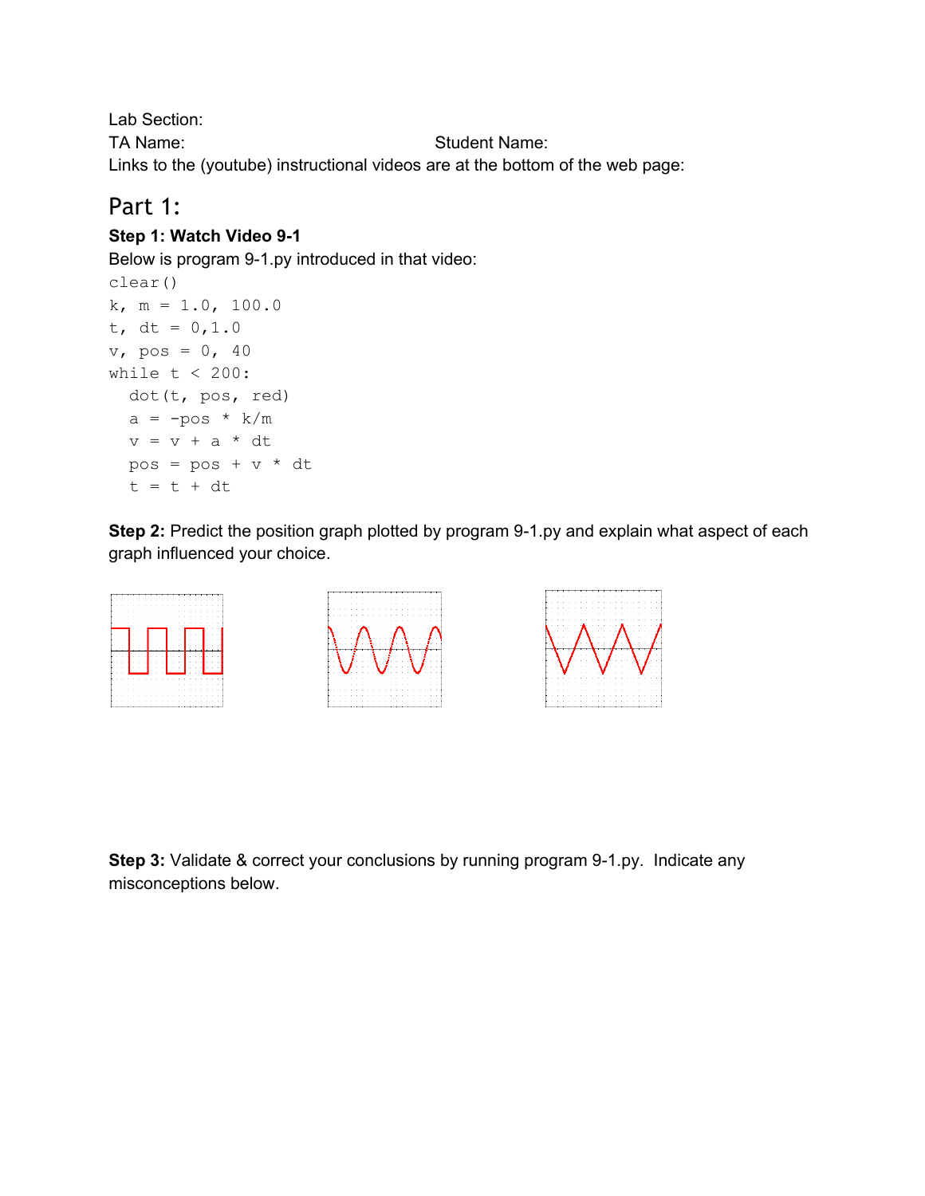Lab Section:

TA Name: Student Name:

Links to the (youtube) instructional videos are at the bottom of the web page:

## Part 1:

**Step 1: Watch Video 9-1**

Below is program 9-1.py introduced in that video:

```
clear()
k, m = 1.0, 100.0
t, dt = 0,1.0
v, pos = 0, 40
while t < 200:
  dot(t, pos, red)
  a = -pos * k/m
  v = v + a * dt
  pos = pos + v * dt
  t = t + dt
```

**Step 2:** Predict the position graph plotted by program 9-1.py and explain what aspect of each graph influenced your choice.

**Step 3:** Validate & correct your conclusions by running program 9-1.py. Indicate any misconceptions below.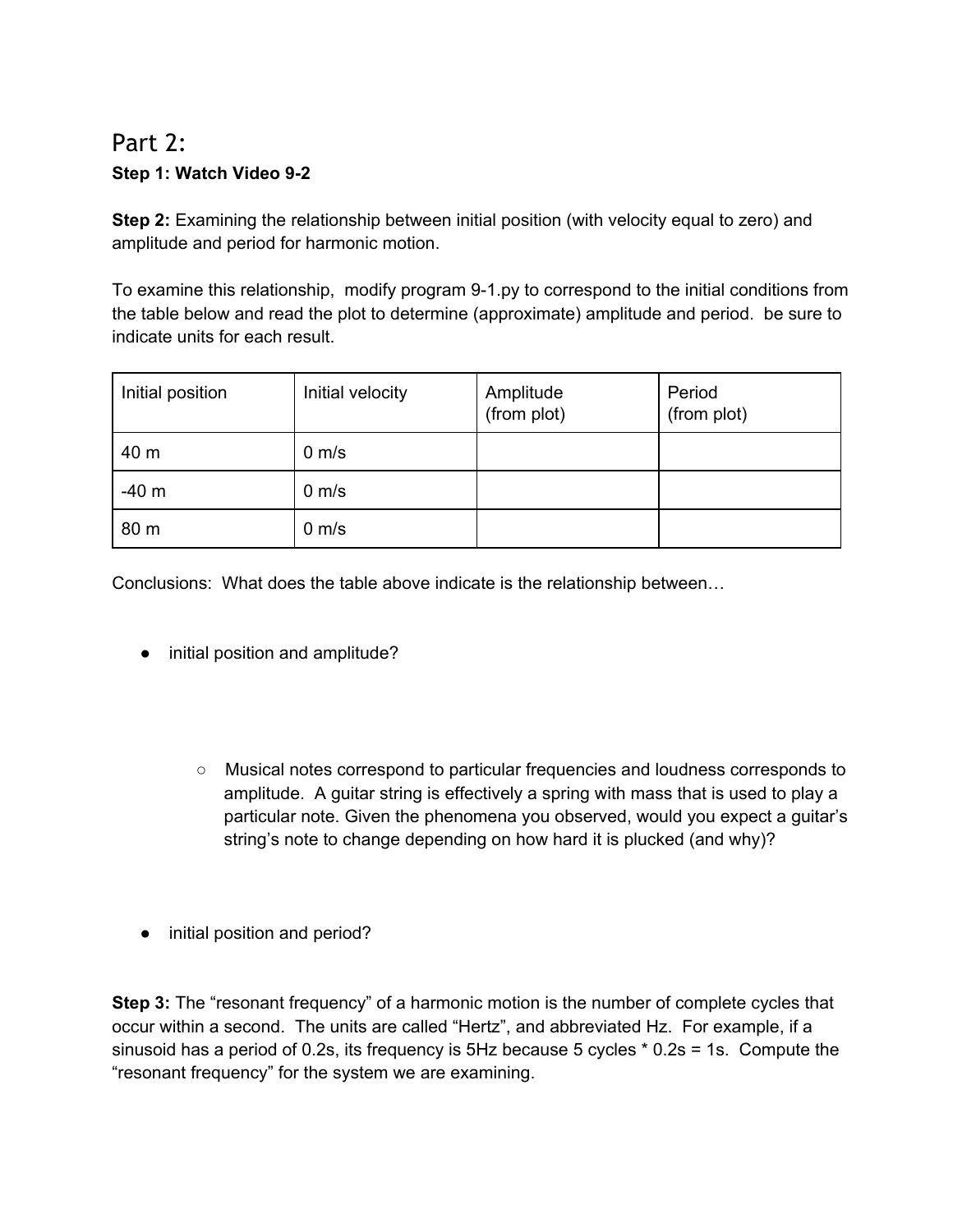## Part 2:

**Step 1: Watch Video 9-2**

**Step 2:** Examining the relationship between initial position (with velocity equal to zero) and amplitude and period for harmonic motion.

To examine this relationship, modify program 9-1.py to correspond to the initial conditions from the table below and read the plot to determine (approximate) amplitude and period. be sure to indicate units for each result.

| Initial position | Initial velocity | Amplitude (from plot) | Period (from plot) |
|---|---|---|---|
| 40 m | 0 m/s | | |
| -40 m | 0 m/s | | |
| 80 m | 0 m/s | | |

Conclusions: What does the table above indicate is the relationship between…

- initial position and amplitude?
  - Musical notes correspond to particular frequencies and loudness corresponds to amplitude. A guitar string is effectively a spring with mass that is used to play a particular note. Given the phenomena you observed, would you expect a guitar's string's note to change depending on how hard it is plucked (and why)?
- initial position and period?

**Step 3:** The "resonant frequency" of a harmonic motion is the number of complete cycles that occur within a second. The units are called "Hertz", and abbreviated Hz. For example, if a sinusoid has a period of 0.2s, its frequency is 5Hz because 5 cycles * 0.2s = 1s. Compute the "resonant frequency" for the system we are examining.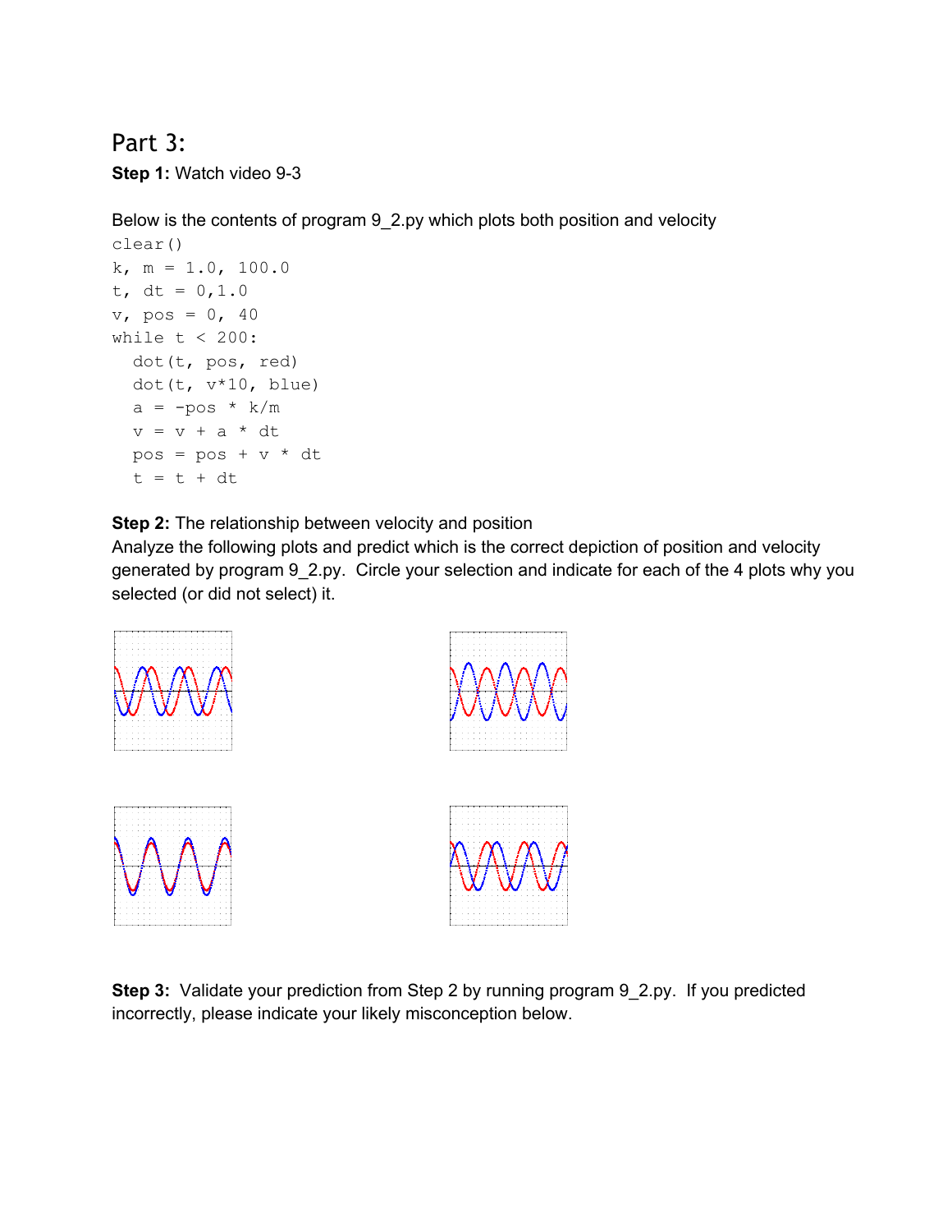## Part 3:

**Step 1:** Watch video 9-3

Below is the contents of program 9_2.py which plots both position and velocity

```
clear()
k, m = 1.0, 100.0
t, dt = 0,1.0
v, pos = 0, 40
while t < 200:
  dot(t, pos, red)
  dot(t, v*10, blue)
  a = -pos * k/m
  v = v + a * dt
  pos = pos + v * dt
  t = t + dt
```

**Step 2:** The relationship between velocity and position
Analyze the following plots and predict which is the correct depiction of position and velocity generated by program 9_2.py. Circle your selection and indicate for each of the 4 plots why you selected (or did not select) it.

**Step 3:** Validate your prediction from Step 2 by running program 9_2.py. If you predicted incorrectly, please indicate your likely misconception below.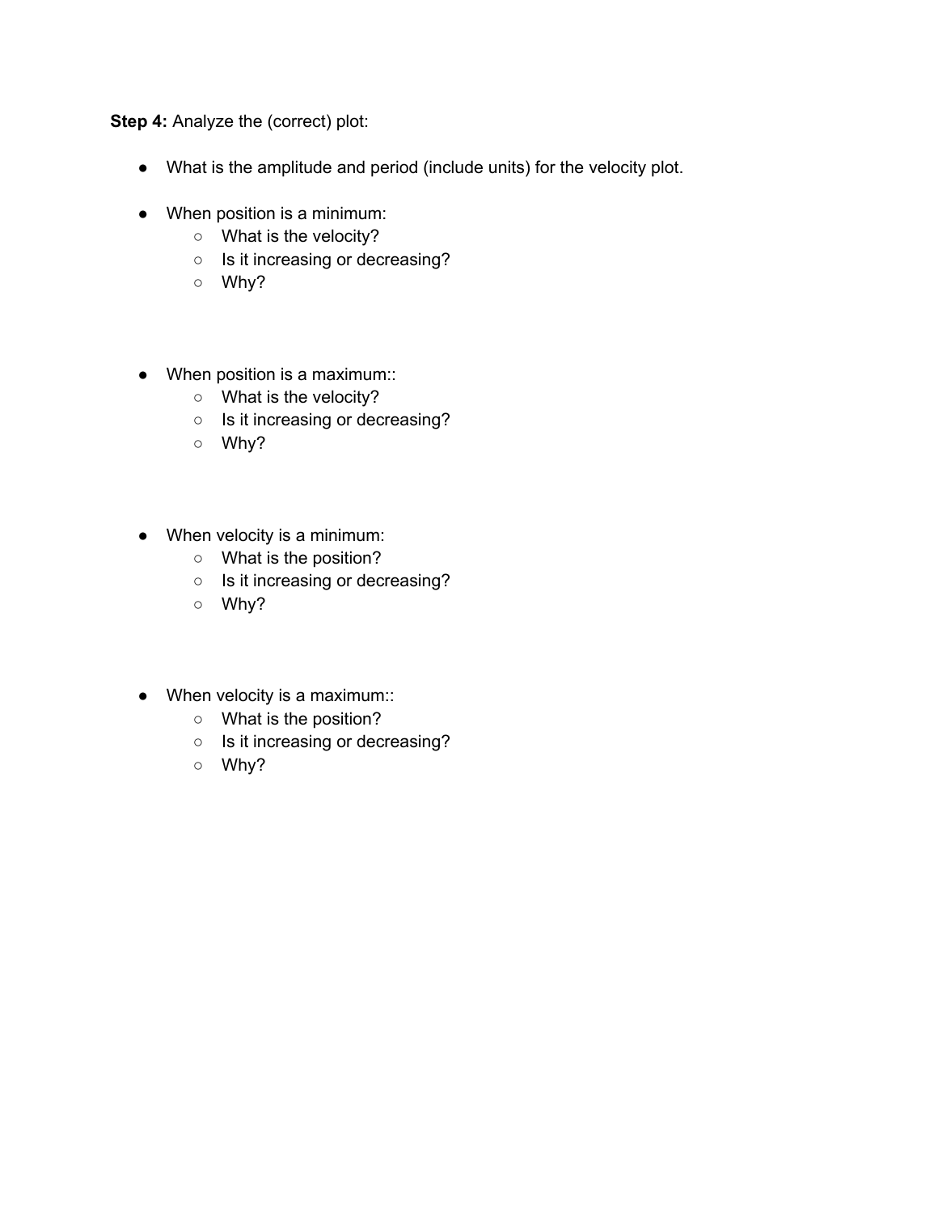**Step 4:** Analyze the (correct) plot:

- What is the amplitude and period (include units) for the velocity plot.

- When position is a minimum:
  - What is the velocity?
  - Is it increasing or decreasing?
  - Why?

- When position is a maximum::
  - What is the velocity?
  - Is it increasing or decreasing?
  - Why?

- When velocity is a minimum:
  - What is the position?
  - Is it increasing or decreasing?
  - Why?

- When velocity is a maximum::
  - What is the position?
  - Is it increasing or decreasing?
  - Why?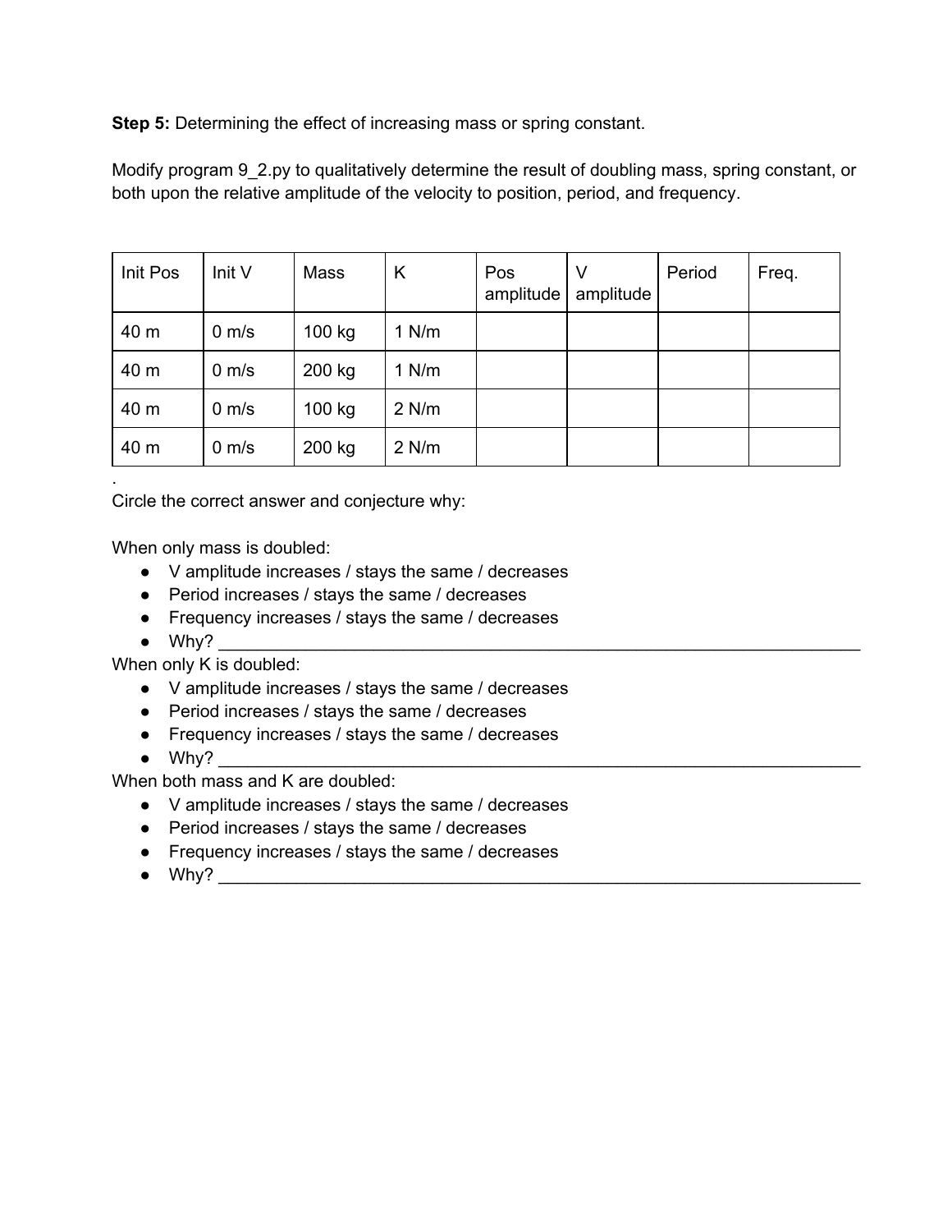**Step 5:** Determining the effect of increasing mass or spring constant.

Modify program 9_2.py to qualitatively determine the result of doubling mass, spring constant, or both upon the relative amplitude of the velocity to position, period, and frequency.

| Init Pos | Init V | Mass | K | Pos amplitude | V amplitude | Period | Freq. |
|---|---|---|---|---|---|---|---|
| 40 m | 0 m/s | 100 kg | 1 N/m | | | | |
| 40 m | 0 m/s | 200 kg | 1 N/m | | | | |
| 40 m | 0 m/s | 100 kg | 2 N/m | | | | |
| 40 m | 0 m/s | 200 kg | 2 N/m | | | | |

.

Circle the correct answer and conjecture why:

When only mass is doubled:

- V amplitude increases / stays the same / decreases
- Period increases / stays the same / decreases
- Frequency increases / stays the same / decreases
- Why? ____________________________________________________________________

When only K is doubled:

- V amplitude increases / stays the same / decreases
- Period increases / stays the same / decreases
- Frequency increases / stays the same / decreases
- Why? ____________________________________________________________________

When both mass and K are doubled:

- V amplitude increases / stays the same / decreases
- Period increases / stays the same / decreases
- Frequency increases / stays the same / decreases
- Why? ____________________________________________________________________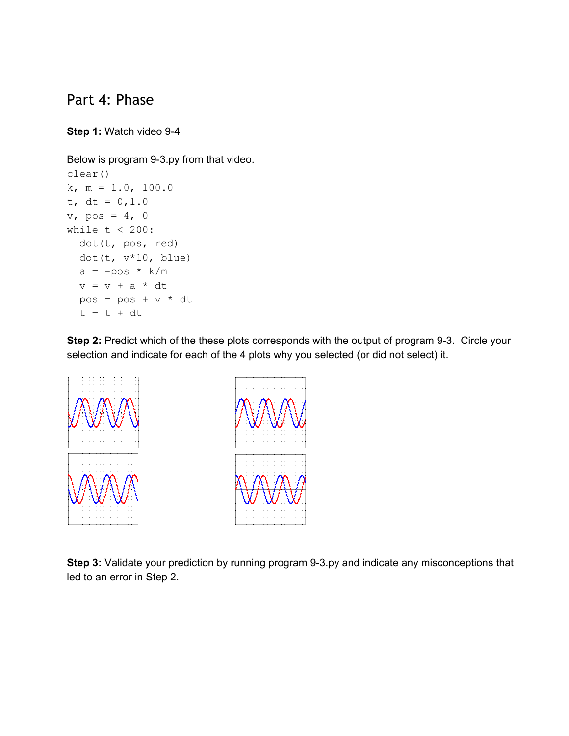## Part 4: Phase

**Step 1:** Watch video 9-4

Below is program 9-3.py from that video.

```
clear()
k, m = 1.0, 100.0
t, dt = 0,1.0
v, pos = 4, 0
while t < 200:
  dot(t, pos, red)
  dot(t, v*10, blue)
  a = -pos * k/m
  v = v + a * dt
  pos = pos + v * dt
  t = t + dt
```

**Step 2:** Predict which of the these plots corresponds with the output of program 9-3. Circle your selection and indicate for each of the 4 plots why you selected (or did not select) it.

**Step 3:** Validate your prediction by running program 9-3.py and indicate any misconceptions that led to an error in Step 2.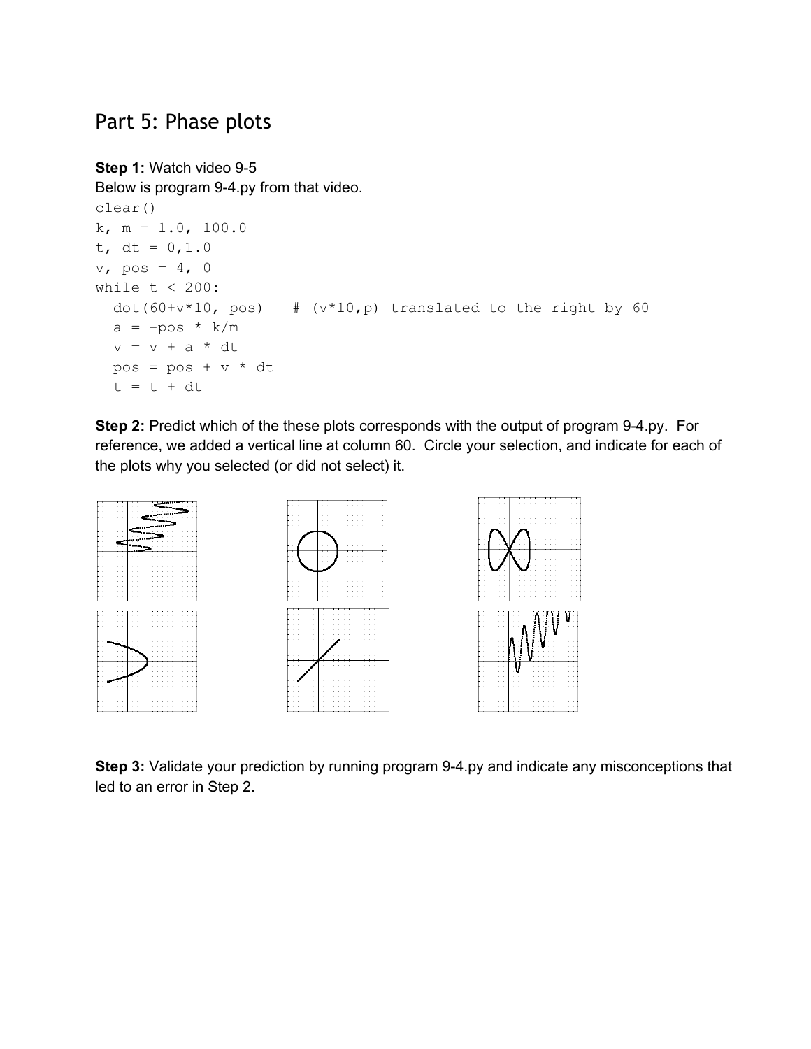## Part 5: Phase plots

**Step 1:** Watch video 9-5

Below is program 9-4.py from that video.

```
clear()
k, m = 1.0, 100.0
t, dt = 0,1.0
v, pos = 4, 0
while t < 200:
  dot(60+v*10, pos)   # (v*10,p) translated to the right by 60
  a = -pos * k/m
  v = v + a * dt
  pos = pos + v * dt
  t = t + dt
```

**Step 2:** Predict which of the these plots corresponds with the output of program 9-4.py. For reference, we added a vertical line at column 60. Circle your selection, and indicate for each of the plots why you selected (or did not select) it.

**Step 3:** Validate your prediction by running program 9-4.py and indicate any misconceptions that led to an error in Step 2.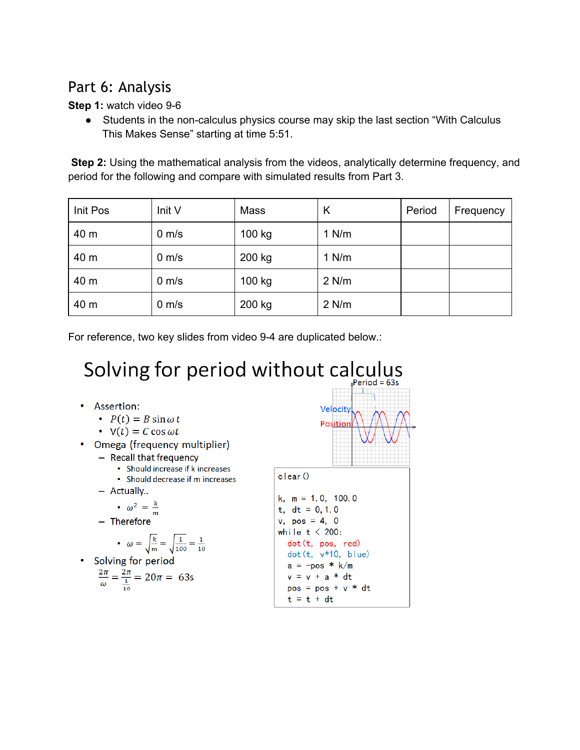## Part 6: Analysis

**Step 1:** watch video 9-6

- Students in the non-calculus physics course may skip the last section "With Calculus This Makes Sense" starting at time 5:51.

**Step 2:** Using the mathematical analysis from the videos, analytically determine frequency, and period for the following and compare with simulated results from Part 3.

| Init Pos | Init V | Mass | K | Period | Frequency |
|---|---|---|---|---|---|
| 40 m | 0 m/s | 100 kg | 1 N/m | | |
| 40 m | 0 m/s | 200 kg | 1 N/m | | |
| 40 m | 0 m/s | 100 kg | 2 N/m | | |
| 40 m | 0 m/s | 200 kg | 2 N/m | | |

For reference, two key slides from video 9-4 are duplicated below.:

### Solving for period without calculus

- Assertion:
  - $P(t) = B \sin \omega t$
  - $V(t) = C \cos \omega t$
- Omega (frequency multiplier)
  - Recall that frequency
    - Should increase if k increases
    - Should decrease if m increases
  - Actually..
    - $\omega^2 = \frac{k}{m}$
  - Therefore
    - $\omega = \sqrt{\frac{k}{m}} = \sqrt{\frac{1}{100}} = \frac{1}{10}$
- Solving for period

$$\frac{2\pi}{\omega} = \frac{2\pi}{\frac{1}{10}} = 20\pi = 63\text{s}$$

Period = 63s

Velocity

Position

```
clear()

k, m = 1.0, 100.0
t, dt = 0, 1.0
v, pos = 4, 0
while t < 200:
    dot(t, pos, red)
    dot(t, v*10, blue)
    a = -pos * k/m
    v = v + a * dt
    pos = pos + v * dt
    t = t + dt
```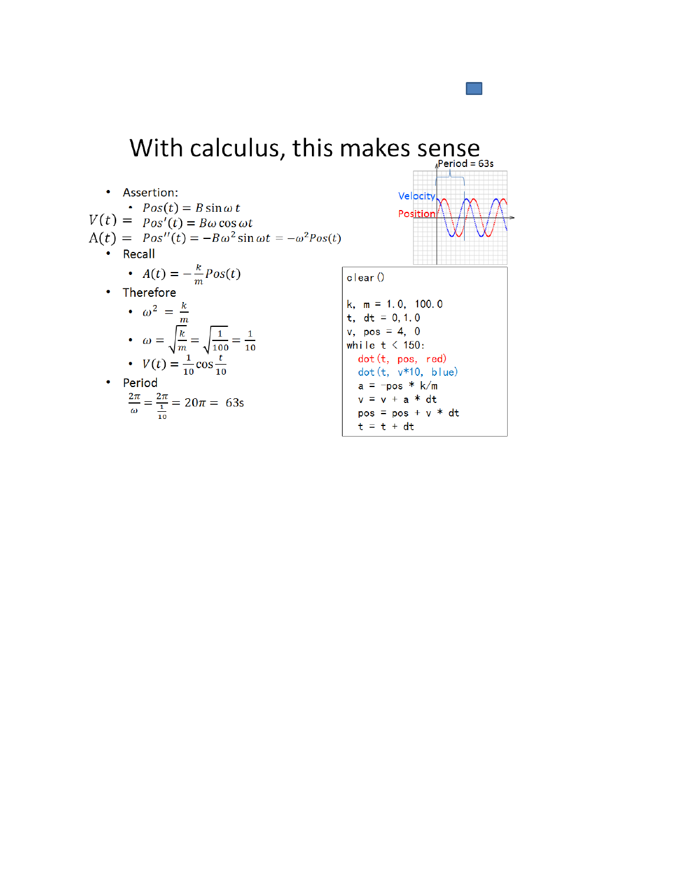# With calculus, this makes sense

- Assertion:
  - $Pos(t) = B \sin \omega t$

$V(t) =$ $Pos'(t) = B\omega \cos \omega t$

$A(t) =$ $Pos''(t) = -B\omega^2 \sin \omega t = -\omega^2 Pos(t)$

- Recall
  - $A(t) = -\frac{k}{m} Pos(t)$
- Therefore
  - $\omega^2 = \frac{k}{m}$
  - $\omega = \sqrt{\frac{k}{m}} = \sqrt{\frac{1}{100}} = \frac{1}{10}$
  - $V(t) = \frac{1}{10} \cos \frac{t}{10}$
- Period

$$\frac{2\pi}{\omega} = \frac{2\pi}{\frac{1}{10}} = 20\pi = 63s$$

Period = 63s

Velocity

Position

```
clear()

k, m = 1.0, 100.0
t, dt = 0, 1.0
v, pos = 4, 0
while t < 150:
    dot(t, pos, red)
    dot(t, v*10, blue)
    a = -pos * k/m
    v = v + a * dt
    pos = pos + v * dt
    t = t + dt
```